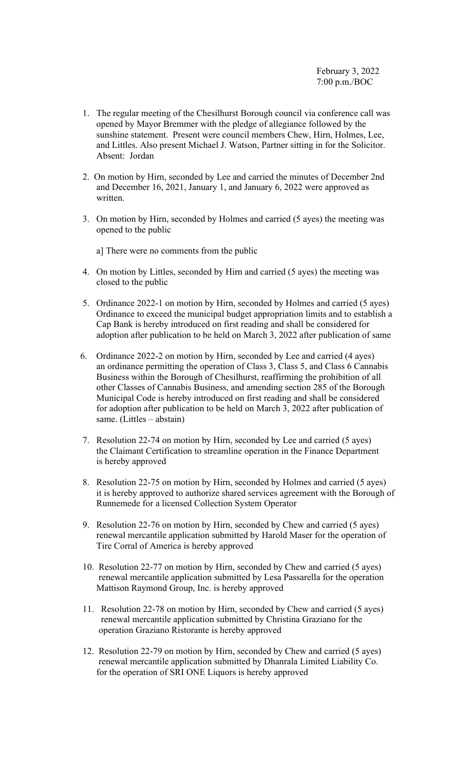February 3, 2022
7:00 p.m./BOC

1. The regular meeting of the Chesilhurst Borough council via conference call was opened by Mayor Bremmer with the pledge of allegiance followed by the sunshine statement. Present were council members Chew, Hirn, Holmes, Lee, and Littles. Also present Michael J. Watson, Partner sitting in for the Solicitor. Absent: Jordan

2. On motion by Hirn, seconded by Lee and carried the minutes of December 2nd and December 16, 2021, January 1, and January 6, 2022 were approved as written.

3. On motion by Hirn, seconded by Holmes and carried (5 ayes) the meeting was opened to the public

   a] There were no comments from the public

4. On motion by Littles, seconded by Hirn and carried (5 ayes) the meeting was closed to the public

5. Ordinance 2022-1 on motion by Hirn, seconded by Holmes and carried (5 ayes) Ordinance to exceed the municipal budget appropriation limits and to establish a Cap Bank is hereby introduced on first reading and shall be considered for adoption after publication to be held on March 3, 2022 after publication of same

6. Ordinance 2022-2 on motion by Hirn, seconded by Lee and carried (4 ayes) an ordinance permitting the operation of Class 3, Class 5, and Class 6 Cannabis Business within the Borough of Chesilhurst, reaffirming the prohibition of all other Classes of Cannabis Business, and amending section 285 of the Borough Municipal Code is hereby introduced on first reading and shall be considered for adoption after publication to be held on March 3, 2022 after publication of same. (Littles – abstain)

7. Resolution 22-74 on motion by Hirn, seconded by Lee and carried (5 ayes) the Claimant Certification to streamline operation in the Finance Department is hereby approved

8. Resolution 22-75 on motion by Hirn, seconded by Holmes and carried (5 ayes) it is hereby approved to authorize shared services agreement with the Borough of Runnemede for a licensed Collection System Operator

9. Resolution 22-76 on motion by Hirn, seconded by Chew and carried (5 ayes) renewal mercantile application submitted by Harold Maser for the operation of Tire Corral of America is hereby approved

10. Resolution 22-77 on motion by Hirn, seconded by Chew and carried (5 ayes) renewal mercantile application submitted by Lesa Passarella for the operation Mattison Raymond Group, Inc. is hereby approved

11. Resolution 22-78 on motion by Hirn, seconded by Chew and carried (5 ayes) renewal mercantile application submitted by Christina Graziano for the operation Graziano Ristorante is hereby approved

12. Resolution 22-79 on motion by Hirn, seconded by Chew and carried (5 ayes) renewal mercantile application submitted by Dhanrala Limited Liability Co. for the operation of SRI ONE Liquors is hereby approved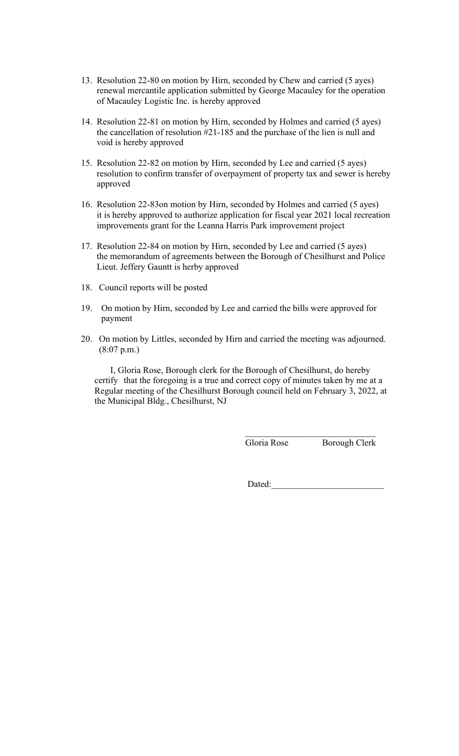13. Resolution 22-80 on motion by Hirn, seconded by Chew and carried (5 ayes) renewal mercantile application submitted by George Macauley for the operation of Macauley Logistic Inc. is hereby approved

14. Resolution 22-81 on motion by Hirn, seconded by Holmes and carried (5 ayes) the cancellation of resolution #21-185 and the purchase of the lien is null and void is hereby approved

15. Resolution 22-82 on motion by Hirn, seconded by Lee and carried (5 ayes) resolution to confirm transfer of overpayment of property tax and sewer is hereby approved

16. Resolution 22-83on motion by Hirn, seconded by Holmes and carried (5 ayes) it is hereby approved to authorize application for fiscal year 2021 local recreation improvements grant for the Leanna Harris Park improvement project

17. Resolution 22-84 on motion by Hirn, seconded by Lee and carried (5 ayes) the memorandum of agreements between the Borough of Chesilhurst and Police Lieut. Jeffery Gauntt is herby approved

18. Council reports will be posted

19. On motion by Hirn, seconded by Lee and carried the bills were approved for payment

20. On motion by Littles, seconded by Hirn and carried the meeting was adjourned. (8:07 p.m.)

I, Gloria Rose, Borough clerk for the Borough of Chesilhurst, do hereby certify that the foregoing is a true and correct copy of minutes taken by me at a Regular meeting of the Chesilhurst Borough council held on February 3, 2022, at the Municipal Bldg., Chesilhurst, NJ

\_\_\_\_\_\_\_\_\_\_\_\_\_\_\_\_\_\_\_\_\_\_\_\_\_\_\_\_\_\_
Gloria Rose Borough Clerk

Dated:\_\_\_\_\_\_\_\_\_\_\_\_\_\_\_\_\_\_\_\_\_\_\_\_\_